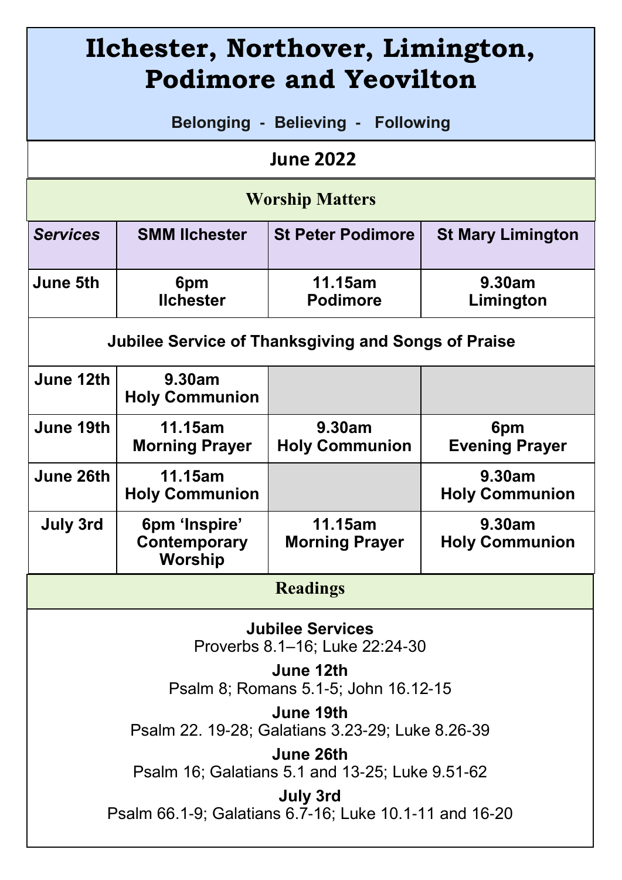# Ilchester, Northover, Limington, Podimore and Yeovilton

**Belonging - Believing - Following**

## June 2022

### Worship Matters

| *Services* | SMM Ilchester | St Peter Podimore | St Mary Limington |
|---|---|---|---|
| **June 5th** | **6pm Ilchester** | **11.15am Podimore** | **9.30am Limington** |
| **Jubilee Service of Thanksgiving and Songs of Praise** | | | |
| **June 12th** | **9.30am Holy Communion** | | |
| **June 19th** | **11.15am Morning Prayer** | **9.30am Holy Communion** | **6pm Evening Prayer** |
| **June 26th** | **11.15am Holy Communion** | | **9.30am Holy Communion** |
| **July 3rd** | **6pm 'Inspire' Contemporary Worship** | **11.15am Morning Prayer** | **9.30am Holy Communion** |

### Readings

**Jubilee Services**
Proverbs 8.1–16; Luke 22:24-30

**June 12th**
Psalm 8; Romans 5.1-5; John 16.12-15

**June 19th**
Psalm 22. 19-28; Galatians 3.23-29; Luke 8.26-39

**June 26th**
Psalm 16; Galatians 5.1 and 13-25; Luke 9.51-62

**July 3rd**
Psalm 66.1-9; Galatians 6.7-16; Luke 10.1-11 and 16-20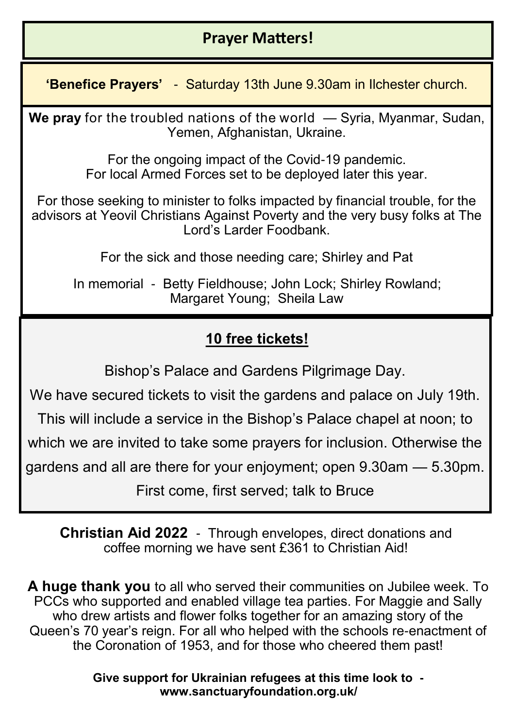## Prayer Matters!

**'Benefice Prayers'** - Saturday 13th June 9.30am in Ilchester church.

**We pray** for the troubled nations of the world — Syria, Myanmar, Sudan, Yemen, Afghanistan, Ukraine.

For the ongoing impact of the Covid-19 pandemic.
For local Armed Forces set to be deployed later this year.

For those seeking to minister to folks impacted by financial trouble, for the advisors at Yeovil Christians Against Poverty and the very busy folks at The Lord's Larder Foodbank.

For the sick and those needing care; Shirley and Pat

In memorial - Betty Fieldhouse; John Lock; Shirley Rowland; Margaret Young; Sheila Law

### 10 free tickets!

Bishop's Palace and Gardens Pilgrimage Day.

We have secured tickets to visit the gardens and palace on July 19th. This will include a service in the Bishop's Palace chapel at noon; to which we are invited to take some prayers for inclusion. Otherwise the gardens and all are there for your enjoyment; open 9.30am — 5.30pm.

First come, first served; talk to Bruce

**Christian Aid 2022** - Through envelopes, direct donations and coffee morning we have sent £361 to Christian Aid!

**A huge thank you** to all who served their communities on Jubilee week. To PCCs who supported and enabled village tea parties. For Maggie and Sally who drew artists and flower folks together for an amazing story of the Queen's 70 year's reign. For all who helped with the schools re-enactment of the Coronation of 1953, and for those who cheered them past!

**Give support for Ukrainian refugees at this time look to - www.sanctuaryfoundation.org.uk/**